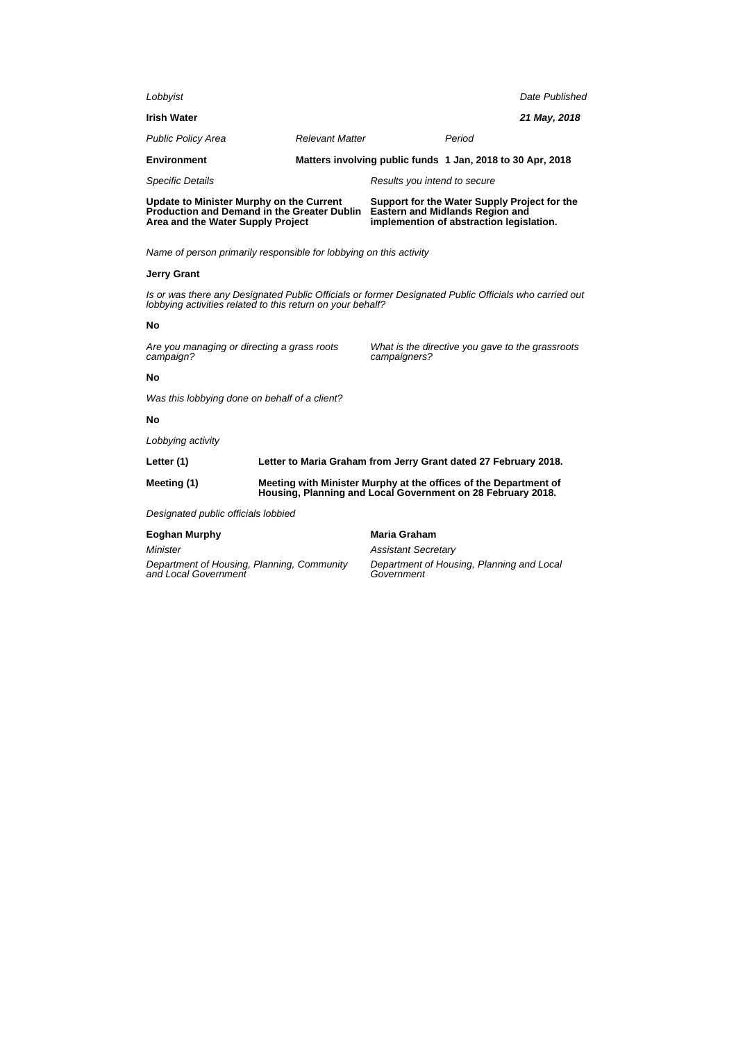*Lobbyist* | *Date Published*

**Irish Water** | ***21 May, 2018***

| *Public Policy Area* | *Relevant Matter* | *Period* |
| --- | --- | --- |
| **Environment** | **Matters involving public funds** | **1 Jan, 2018 to 30 Apr, 2018** |

| *Specific Details* | *Results you intend to secure* |
| --- | --- |
| **Update to Minister Murphy on the Current Production and Demand in the Greater Dublin Area and the Water Supply Project** | **Support for the Water Supply Project for the Eastern and Midlands Region and implemention of abstraction legislation.** |

*Name of person primarily responsible for lobbying on this activity*

**Jerry Grant**

*Is or was there any Designated Public Officials or former Designated Public Officials who carried out lobbying activities related to this return on your behalf?*

**No**

*Are you managing or directing a grass roots campaign?*

*What is the directive you gave to the grassroots campaigners?*

**No**

*Was this lobbying done on behalf of a client?*

**No**

*Lobbying activity*

| | |
| --- | --- |
| **Letter (1)** | **Letter to Maria Graham from Jerry Grant dated 27 February 2018.** |
| **Meeting (1)** | **Meeting with Minister Murphy at the offices of the Department of Housing, Planning and Local Government on 28 February 2018.** |

*Designated public officials lobbied*

| | |
| --- | --- |
| **Eoghan Murphy** | **Maria Graham** |
| *Minister* | *Assistant Secretary* |
| *Department of Housing, Planning, Community and Local Government* | *Department of Housing, Planning and Local Government* |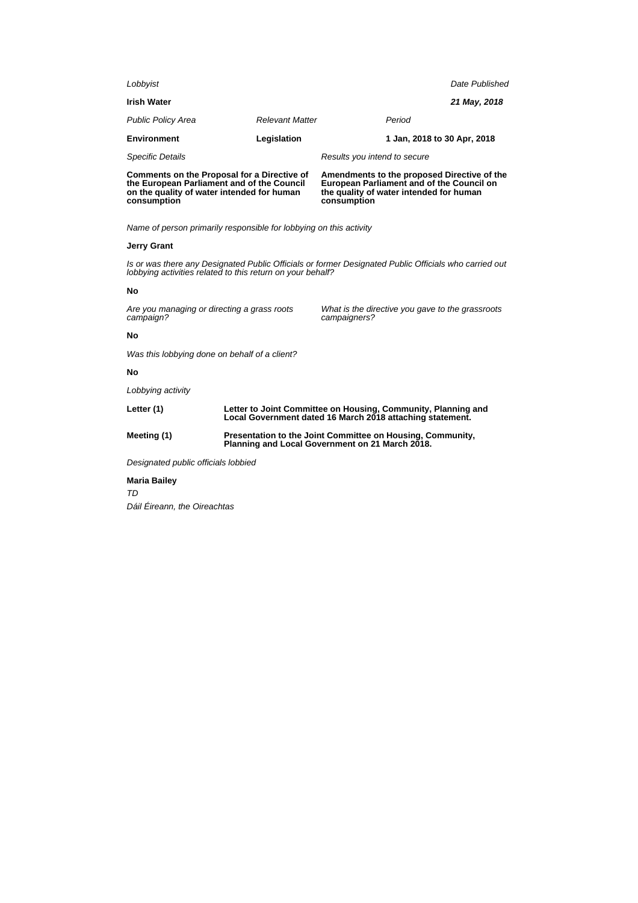*Lobbyist*

**Irish Water**

*Date Published*

***21 May, 2018***

| *Public Policy Area* | *Relevant Matter* | *Period* |
|---|---|---|
| **Environment** | **Legislation** | **1 Jan, 2018 to 30 Apr, 2018** |

| *Specific Details* | *Results you intend to secure* |
|---|---|
| **Comments on the Proposal for a Directive of the European Parliament and of the Council on the quality of water intended for human consumption** | **Amendments to the proposed Directive of the European Parliament and of the Council on the quality of water intended for human consumption** |

*Name of person primarily responsible for lobbying on this activity*

**Jerry Grant**

*Is or was there any Designated Public Officials or former Designated Public Officials who carried out lobbying activities related to this return on your behalf?*

**No**

| *Are you managing or directing a grass roots campaign?* | *What is the directive you gave to the grassroots campaigners?* |
|---|---|
| **No** | |

*Was this lobbying done on behalf of a client?*

**No**

*Lobbying activity*

| | |
|---|---|
| **Letter (1)** | **Letter to Joint Committee on Housing, Community, Planning and Local Government dated 16 March 2018 attaching statement.** |
| **Meeting (1)** | **Presentation to the Joint Committee on Housing, Community, Planning and Local Government on 21 March 2018.** |

*Designated public officials lobbied*

**Maria Bailey**

*TD*

*Dáil Éireann, the Oireachtas*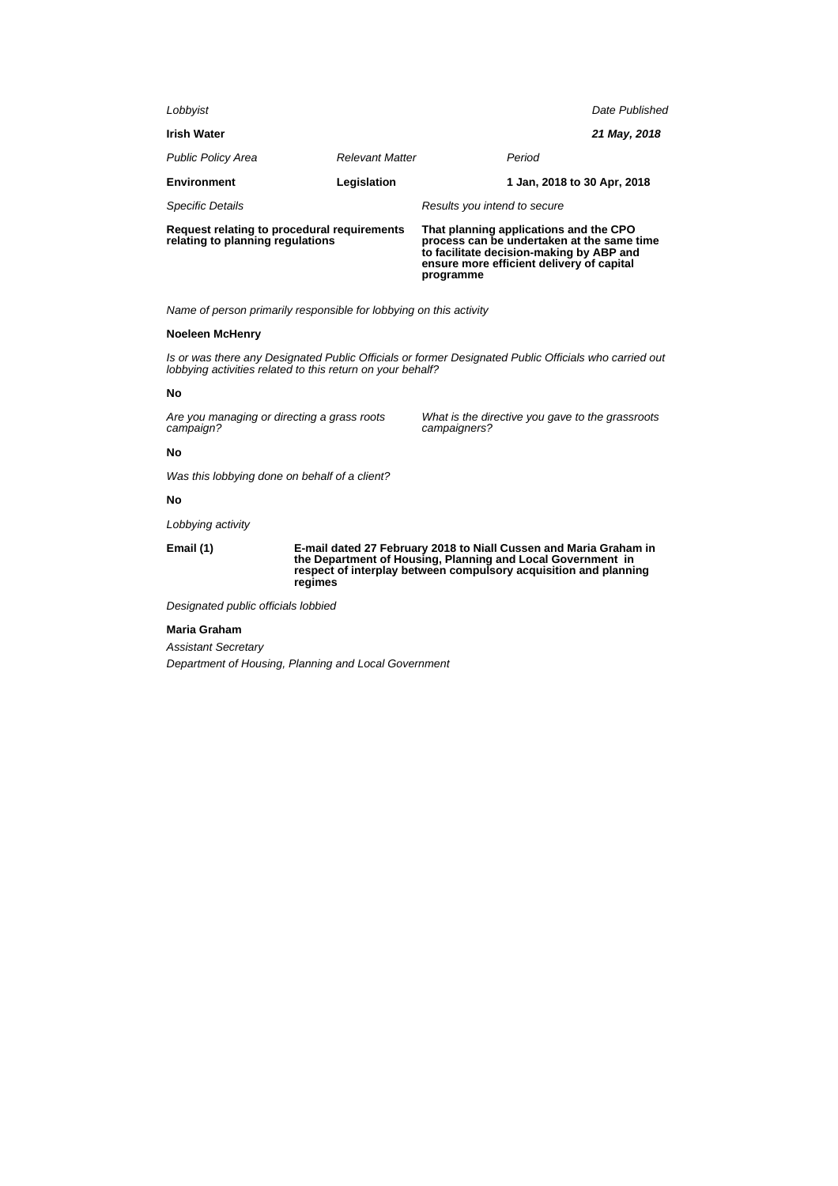*Lobbyist*

**Irish Water**

*Date Published*

***21 May, 2018***

| *Public Policy Area* | *Relevant Matter* | *Period* |
|---|---|---|
| **Environment** | **Legislation** | **1 Jan, 2018 to 30 Apr, 2018** |

| *Specific Details* | *Results you intend to secure* |
|---|---|
| **Request relating to procedural requirements relating to planning regulations** | **That planning applications and the CPO process can be undertaken at the same time to facilitate decision-making by ABP and ensure more efficient delivery of capital programme** |

*Name of person primarily responsible for lobbying on this activity*

**Noeleen McHenry**

*Is or was there any Designated Public Officials or former Designated Public Officials who carried out lobbying activities related to this return on your behalf?*

**No**

*Are you managing or directing a grass roots campaign?*

**No**

*What is the directive you gave to the grassroots campaigners?*

*Was this lobbying done on behalf of a client?*

**No**

*Lobbying activity*

| | |
|---|---|
| **Email (1)** | **E-mail dated 27 February 2018 to Niall Cussen and Maria Graham in the Department of Housing, Planning and Local Government in respect of interplay between compulsory acquisition and planning regimes** |

*Designated public officials lobbied*

**Maria Graham**

*Assistant Secretary*

*Department of Housing, Planning and Local Government*